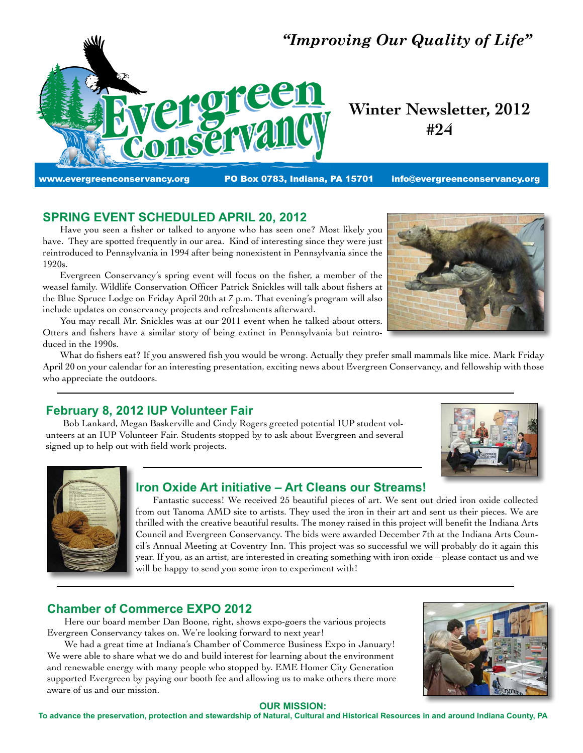*"Improving Our Quality of Life"*

# Evergreen Conservancy

## Winter Newsletter, 2012 #24

www.evergreenconservancy.org PO Box 0783, Indiana, PA 15701 info@evergreenconservancy.org

## SPRING EVENT SCHEDULED APRIL 20, 2012

Have you seen a fisher or talked to anyone who has seen one? Most likely you have. They are spotted frequently in our area. Kind of interesting since they were just reintroduced to Pennsylvania in 1994 after being nonexistent in Pennsylvania since the 1920s.

Evergreen Conservancy's spring event will focus on the fisher, a member of the weasel family. Wildlife Conservation Officer Patrick Snickles will talk about fishers at the Blue Spruce Lodge on Friday April 20th at 7 p.m. That evening's program will also include updates on conservancy projects and refreshments afterward.

You may recall Mr. Snickles was at our 2011 event when he talked about otters. Otters and fishers have a similar story of being extinct in Pennsylvania but reintroduced in the 1990s.

What do fishers eat? If you answered fish you would be wrong. Actually they prefer small mammals like mice. Mark Friday April 20 on your calendar for an interesting presentation, exciting news about Evergreen Conservancy, and fellowship with those who appreciate the outdoors.

## February 8, 2012 IUP Volunteer Fair

Bob Lankard, Megan Baskerville and Cindy Rogers greeted potential IUP student volunteers at an IUP Volunteer Fair. Students stopped by to ask about Evergreen and several signed up to help out with field work projects.

## Iron Oxide Art initiative – Art Cleans our Streams!

Fantastic success! We received 25 beautiful pieces of art. We sent out dried iron oxide collected from out Tanoma AMD site to artists. They used the iron in their art and sent us their pieces. We are thrilled with the creative beautiful results. The money raised in this project will benefit the Indiana Arts Council and Evergreen Conservancy. The bids were awarded December 7th at the Indiana Arts Council's Annual Meeting at Coventry Inn. This project was so successful we will probably do it again this year. If you, as an artist, are interested in creating something with iron oxide – please contact us and we will be happy to send you some iron to experiment with!

## Chamber of Commerce EXPO 2012

Here our board member Dan Boone, right, shows expo-goers the various projects Evergreen Conservancy takes on. We're looking forward to next year!

We had a great time at Indiana's Chamber of Commerce Business Expo in January! We were able to share what we do and build interest for learning about the environment and renewable energy with many people who stopped by. EME Homer City Generation supported Evergreen by paying our booth fee and allowing us to make others there more aware of us and our mission.

**OUR MISSION:**

**To advance the preservation, protection and stewardship of Natural, Cultural and Historical Resources in and around Indiana County, PA**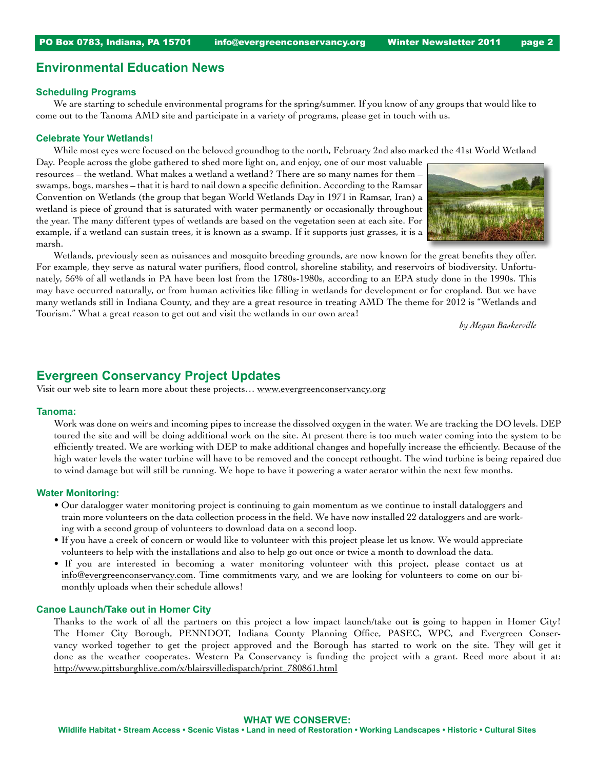## Environmental Education News

### Scheduling Programs

We are starting to schedule environmental programs for the spring/summer. If you know of any groups that would like to come out to the Tanoma AMD site and participate in a variety of programs, please get in touch with us.

### Celebrate Your Wetlands!

While most eyes were focused on the beloved groundhog to the north, February 2nd also marked the 41st World Wetland Day. People across the globe gathered to shed more light on, and enjoy, one of our most valuable resources – the wetland. What makes a wetland a wetland? There are so many names for them – swamps, bogs, marshes – that it is hard to nail down a specific definition. According to the Ramsar Convention on Wetlands (the group that began World Wetlands Day in 1971 in Ramsar, Iran) a wetland is piece of ground that is saturated with water permanently or occasionally throughout the year. The many different types of wetlands are based on the vegetation seen at each site. For example, if a wetland can sustain trees, it is known as a swamp. If it supports just grasses, it is a marsh.

Wetlands, previously seen as nuisances and mosquito breeding grounds, are now known for the great benefits they offer. For example, they serve as natural water purifiers, flood control, shoreline stability, and reservoirs of biodiversity. Unfortunately, 56% of all wetlands in PA have been lost from the 1780s-1980s, according to an EPA study done in the 1990s. This may have occurred naturally, or from human activities like filling in wetlands for development or for cropland. But we have many wetlands still in Indiana County, and they are a great resource in treating AMD The theme for 2012 is "Wetlands and Tourism." What a great reason to get out and visit the wetlands in our own area!

*by Megan Baskerville*

## Evergreen Conservancy Project Updates

Visit our web site to learn more about these projects… www.evergreenconservancy.org

### Tanoma:

Work was done on weirs and incoming pipes to increase the dissolved oxygen in the water. We are tracking the DO levels. DEP toured the site and will be doing additional work on the site. At present there is too much water coming into the system to be efficiently treated. We are working with DEP to make additional changes and hopefully increase the efficiently. Because of the high water levels the water turbine will have to be removed and the concept rethought. The wind turbine is being repaired due to wind damage but will still be running. We hope to have it powering a water aerator within the next few months.

### Water Monitoring:

- Our datalogger water monitoring project is continuing to gain momentum as we continue to install dataloggers and train more volunteers on the data collection process in the field. We have now installed 22 dataloggers and are working with a second group of volunteers to download data on a second loop.
- If you have a creek of concern or would like to volunteer with this project please let us know. We would appreciate volunteers to help with the installations and also to help go out once or twice a month to download the data.
- If you are interested in becoming a water monitoring volunteer with this project, please contact us at info@evergreenconservancy.com. Time commitments vary, and we are looking for volunteers to come on our bi-monthly uploads when their schedule allows!

### Canoe Launch/Take out in Homer City

Thanks to the work of all the partners on this project a low impact launch/take out **is** going to happen in Homer City! The Homer City Borough, PENNDOT, Indiana County Planning Office, PASEC, WPC, and Evergreen Conservancy worked together to get the project approved and the Borough has started to work on the site. They will get it done as the weather cooperates. Western Pa Conservancy is funding the project with a grant. Reed more about it at: http://www.pittsburghlive.com/x/blairsvilledispatch/print_780861.html

**WHAT WE CONSERVE:**
**Wildlife Habitat • Stream Access • Scenic Vistas • Land in need of Restoration • Working Landscapes • Historic • Cultural Sites**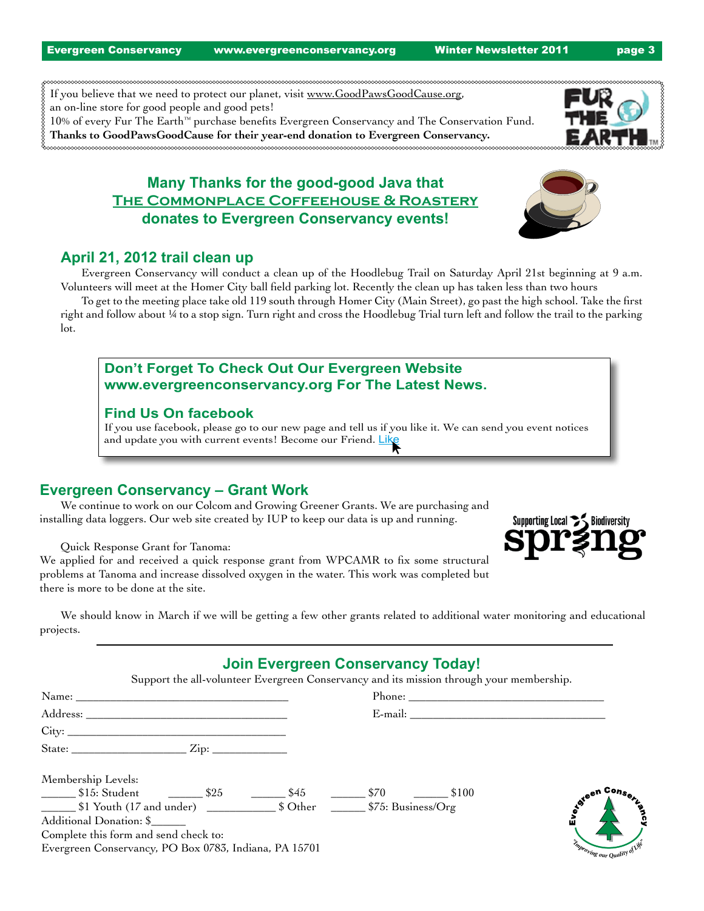If you believe that we need to protect our planet, visit www.GoodPawsGoodCause.org, an on-line store for good people and good pets!
10% of every Fur The Earth™ purchase benefits Evergreen Conservancy and The Conservation Fund.
**Thanks to GoodPawsGoodCause for their year-end donation to Evergreen Conservancy.**

## Many Thanks for the good-good Java that The Commonplace Coffeehouse & Roastery donates to Evergreen Conservancy events!

## April 21, 2012 trail clean up

Evergreen Conservancy will conduct a clean up of the Hoodlebug Trail on Saturday April 21st beginning at 9 a.m. Volunteers will meet at the Homer City ball field parking lot. Recently the clean up has taken less than two hours

To get to the meeting place take old 119 south through Homer City (Main Street), go past the high school. Take the first right and follow about ¼ to a stop sign. Turn right and cross the Hoodlebug Trial turn left and follow the trail to the parking lot.

### Don't Forget To Check Out Our Evergreen Website www.evergreenconservancy.org For The Latest News.

### Find Us On facebook

If you use facebook, please go to our new page and tell us if you like it. We can send you event notices and update you with current events! Become our Friend. Like

## Evergreen Conservancy – Grant Work

We continue to work on our Colcom and Growing Greener Grants. We are purchasing and installing data loggers. Our web site created by IUP to keep our data is up and running.

Quick Response Grant for Tanoma:
We applied for and received a quick response grant from WPCAMR to fix some structural problems at Tanoma and increase dissolved oxygen in the water. This work was completed but there is more to be done at the site.

We should know in March if we will be getting a few other grants related to additional water monitoring and educational projects.

## Join Evergreen Conservancy Today!

Support the all-volunteer Evergreen Conservancy and its mission through your membership.

Name: ______________________ Phone: ______________________
Address: ______________________ E-mail: ______________________
City: ______________________
State: ____________ Zip: ________

Membership Levels:
_____ $15: Student _____ $25 _____ $45 _____ $70 _____ $100
_____ $1 Youth (17 and under) __________ $ Other _____ $75: Business/Org
Additional Donation: $_____
Complete this form and send check to:
Evergreen Conservancy, PO Box 0783, Indiana, PA 15701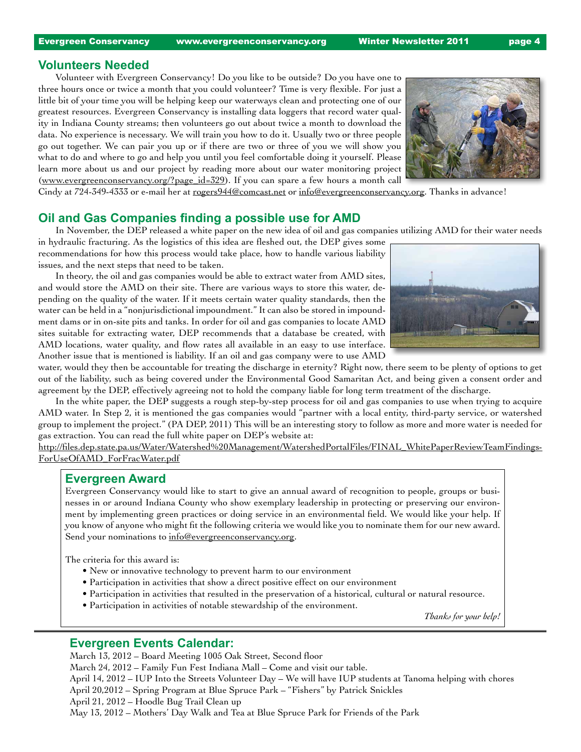## Volunteers Needed

Volunteer with Evergreen Conservancy! Do you like to be outside? Do you have one to three hours once or twice a month that you could volunteer? Time is very flexible. For just a little bit of your time you will be helping keep our waterways clean and protecting one of our greatest resources. Evergreen Conservancy is installing data loggers that record water quality in Indiana County streams; then volunteers go out about twice a month to download the data. No experience is necessary. We will train you how to do it. Usually two or three people go out together. We can pair you up or if there are two or three of you we will show you what to do and where to go and help you until you feel comfortable doing it yourself. Please learn more about us and our project by reading more about our water monitoring project (www.evergreenconservancy.org/?page_id=329). If you can spare a few hours a month call Cindy at 724-349-4333 or e-mail her at rogers944@comcast.net or info@evergreenconservancy.org. Thanks in advance!

## Oil and Gas Companies finding a possible use for AMD

In November, the DEP released a white paper on the new idea of oil and gas companies utilizing AMD for their water needs in hydraulic fracturing. As the logistics of this idea are fleshed out, the DEP gives some recommendations for how this process would take place, how to handle various liability issues, and the next steps that need to be taken.

In theory, the oil and gas companies would be able to extract water from AMD sites, and would store the AMD on their site. There are various ways to store this water, depending on the quality of the water. If it meets certain water quality standards, then the water can be held in a "nonjurisdictional impoundment." It can also be stored in impoundment dams or in on-site pits and tanks. In order for oil and gas companies to locate AMD sites suitable for extracting water, DEP recommends that a database be created, with AMD locations, water quality, and flow rates all available in an easy to use interface. Another issue that is mentioned is liability. If an oil and gas company were to use AMD water, would they then be accountable for treating the discharge in eternity? Right now, there seem to be plenty of options to get out of the liability, such as being covered under the Environmental Good Samaritan Act, and being given a consent order and agreement by the DEP, effectively agreeing not to hold the company liable for long term treatment of the discharge.

In the white paper, the DEP suggests a rough step-by-step process for oil and gas companies to use when trying to acquire AMD water. In Step 2, it is mentioned the gas companies would "partner with a local entity, third-party service, or watershed group to implement the project." (PA DEP, 2011) This will be an interesting story to follow as more and more water is needed for gas extraction. You can read the full white paper on DEP's website at:

http://files.dep.state.pa.us/Water/Watershed%20Management/WatershedPortalFiles/FINAL_WhitePaperReviewTeamFindings-ForUseOfAMD_ForFracWater.pdf

## Evergreen Award

Evergreen Conservancy would like to start to give an annual award of recognition to people, groups or businesses in or around Indiana County who show exemplary leadership in protecting or preserving our environment by implementing green practices or doing service in an environmental field. We would like your help. If you know of anyone who might fit the following criteria we would like you to nominate them for our new award. Send your nominations to info@evergreenconservancy.org.

The criteria for this award is:

- New or innovative technology to prevent harm to our environment
- Participation in activities that show a direct positive effect on our environment
- Participation in activities that resulted in the preservation of a historical, cultural or natural resource.
- Participation in activities of notable stewardship of the environment.

*Thanks for your help!*

## Evergreen Events Calendar:

March 13, 2012 – Board Meeting 1005 Oak Street, Second floor
March 24, 2012 – Family Fun Fest Indiana Mall – Come and visit our table.
April 14, 2012 – IUP Into the Streets Volunteer Day – We will have IUP students at Tanoma helping with chores
April 20,2012 – Spring Program at Blue Spruce Park – "Fishers" by Patrick Snickles
April 21, 2012 – Hoodle Bug Trail Clean up
May 13, 2012 – Mothers' Day Walk and Tea at Blue Spruce Park for Friends of the Park